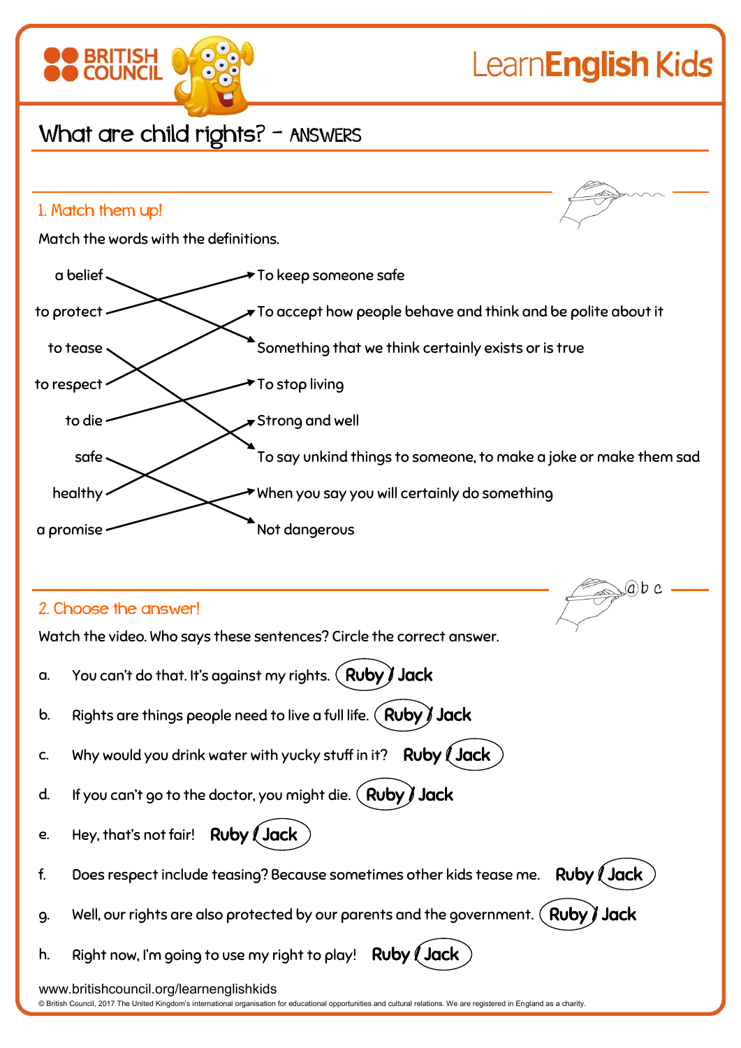# What are child rights? – ANSWERS

## 1. Match them up!

Match the words with the definitions.

| Word | Definition |
| --- | --- |
| a belief | Something that we think certainly exists or is true |
| to protect | To keep someone safe |
| to tease | To say unkind things to someone, to make a joke or make them sad |
| to respect | To accept how people behave and think and be polite about it |
| to die | To stop living |
| safe | Not dangerous |
| healthy | Strong and well |
| a promise | When you say you will certainly do something |

## 2. Choose the answer!

Watch the video. Who says these sentences? Circle the correct answer.

a. You can't do that. It's against my rights. **Ruby** / Jack

b. Rights are things people need to live a full life. **Ruby** / Jack

c. Why would you drink water with yucky stuff in it? Ruby / **Jack**

d. If you can't go to the doctor, you might die. **Ruby** / Jack

e. Hey, that's not fair! Ruby / **Jack**

f. Does respect include teasing? Because sometimes other kids tease me. Ruby / **Jack**

g. Well, our rights are also protected by our parents and the government. **Ruby** / Jack

h. Right now, I'm going to use my right to play! Ruby / **Jack**

www.britishcouncil.org/learnenglishkids

© British Council, 2017 The United Kingdom's international organisation for educational opportunities and cultural relations. We are registered in England as a charity.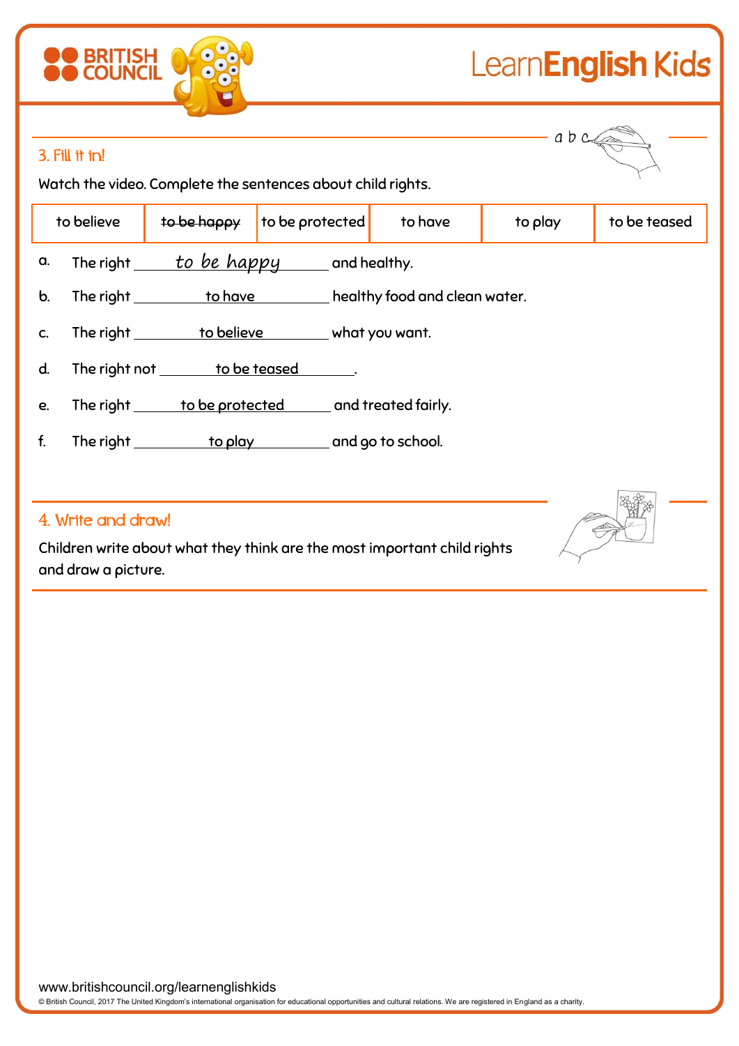## 3. Fill it in!

Watch the video. Complete the sentences about child rights.

| | | | | | |
|---|---|---|---|---|---|
| to believe | ~~to be happy~~ | to be protected | to have | to play | to be teased |

a. The right *to be happy* and healthy.

b. The right to have healthy food and clean water.

c. The right to believe what you want.

d. The right not to be teased.

e. The right to be protected and treated fairly.

f. The right to play and go to school.

## 4. Write and draw!

Children write about what they think are the most important child rights and draw a picture.

www.britishcouncil.org/learnenglishkids

© British Council, 2017 The United Kingdom's international organisation for educational opportunities and cultural relations. We are registered in England as a charity.